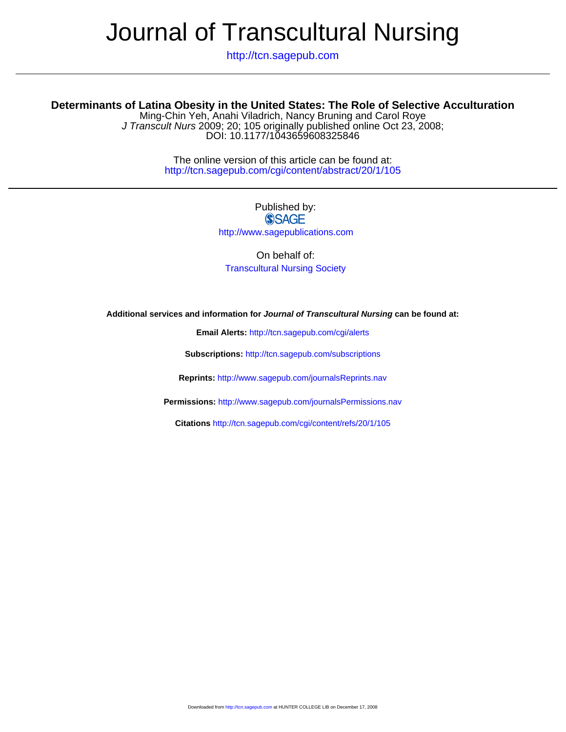# Journal of Transcultural Nursing

http://tcn.sagepub.com

## Determinants of Latina Obesity in the United States: The Role of Selective Acculturation

Ming-Chin Yeh, Anahi Viladrich, Nancy Bruning and Carol Roye

*J Transcult Nurs* 2009; 20; 105 originally published online Oct 23, 2008;

DOI: 10.1177/1043659608325846

The online version of this article can be found at:
http://tcn.sagepub.com/cgi/content/abstract/20/1/105

Published by:

SAGE

http://www.sagepublications.com

On behalf of:

Transcultural Nursing Society

**Additional services and information for *Journal of Transcultural Nursing* can be found at:**

**Email Alerts:** http://tcn.sagepub.com/cgi/alerts

**Subscriptions:** http://tcn.sagepub.com/subscriptions

**Reprints:** http://www.sagepub.com/journalsReprints.nav

**Permissions:** http://www.sagepub.com/journalsPermissions.nav

**Citations** http://tcn.sagepub.com/cgi/content/refs/20/1/105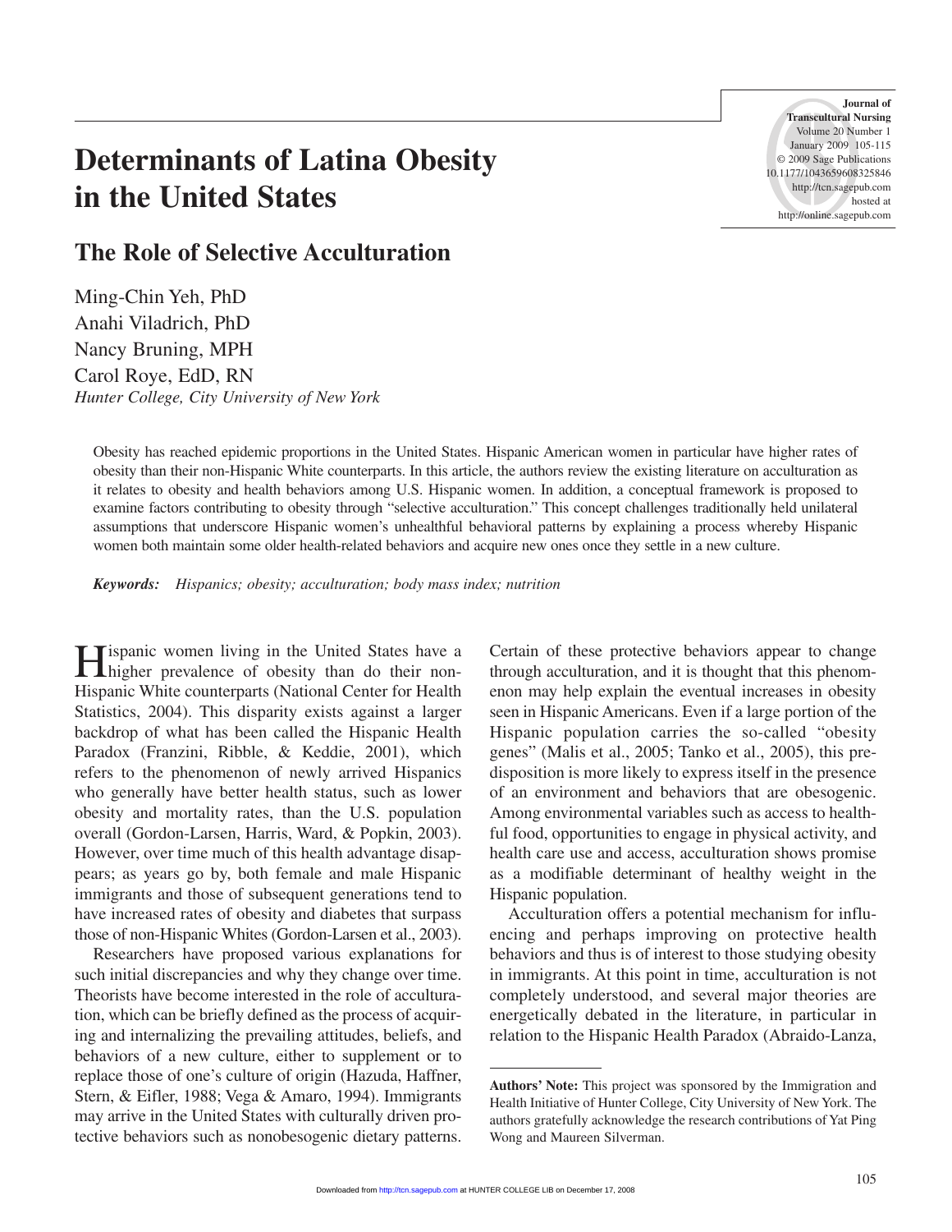# Determinants of Latina Obesity in the United States

## The Role of Selective Acculturation

Ming-Chin Yeh, PhD
Anahi Viladrich, PhD
Nancy Bruning, MPH
Carol Roye, EdD, RN
*Hunter College, City University of New York*

Obesity has reached epidemic proportions in the United States. Hispanic American women in particular have higher rates of obesity than their non-Hispanic White counterparts. In this article, the authors review the existing literature on acculturation as it relates to obesity and health behaviors among U.S. Hispanic women. In addition, a conceptual framework is proposed to examine factors contributing to obesity through "selective acculturation." This concept challenges traditionally held unilateral assumptions that underscore Hispanic women's unhealthful behavioral patterns by explaining a process whereby Hispanic women both maintain some older health-related behaviors and acquire new ones once they settle in a new culture.

***Keywords:*** *Hispanics; obesity; acculturation; body mass index; nutrition*

Hispanic women living in the United States have a higher prevalence of obesity than do their non-Hispanic White counterparts (National Center for Health Statistics, 2004). This disparity exists against a larger backdrop of what has been called the Hispanic Health Paradox (Franzini, Ribble, & Keddie, 2001), which refers to the phenomenon of newly arrived Hispanics who generally have better health status, such as lower obesity and mortality rates, than the U.S. population overall (Gordon-Larsen, Harris, Ward, & Popkin, 2003). However, over time much of this health advantage disappears; as years go by, both female and male Hispanic immigrants and those of subsequent generations tend to have increased rates of obesity and diabetes that surpass those of non-Hispanic Whites (Gordon-Larsen et al., 2003).

Researchers have proposed various explanations for such initial discrepancies and why they change over time. Theorists have become interested in the role of acculturation, which can be briefly defined as the process of acquiring and internalizing the prevailing attitudes, beliefs, and behaviors of a new culture, either to supplement or to replace those of one's culture of origin (Hazuda, Haffner, Stern, & Eifler, 1988; Vega & Amaro, 1994). Immigrants may arrive in the United States with culturally driven protective behaviors such as nonobesogenic dietary patterns. Certain of these protective behaviors appear to change through acculturation, and it is thought that this phenomenon may help explain the eventual increases in obesity seen in Hispanic Americans. Even if a large portion of the Hispanic population carries the so-called "obesity genes" (Malis et al., 2005; Tanko et al., 2005), this predisposition is more likely to express itself in the presence of an environment and behaviors that are obesogenic. Among environmental variables such as access to healthful food, opportunities to engage in physical activity, and health care use and access, acculturation shows promise as a modifiable determinant of healthy weight in the Hispanic population.

Acculturation offers a potential mechanism for influencing and perhaps improving on protective health behaviors and thus is of interest to those studying obesity in immigrants. At this point in time, acculturation is not completely understood, and several major theories are energetically debated in the literature, in particular in relation to the Hispanic Health Paradox (Abraido-Lanza,

**Authors' Note:** This project was sponsored by the Immigration and Health Initiative of Hunter College, City University of New York. The authors gratefully acknowledge the research contributions of Yat Ping Wong and Maureen Silverman.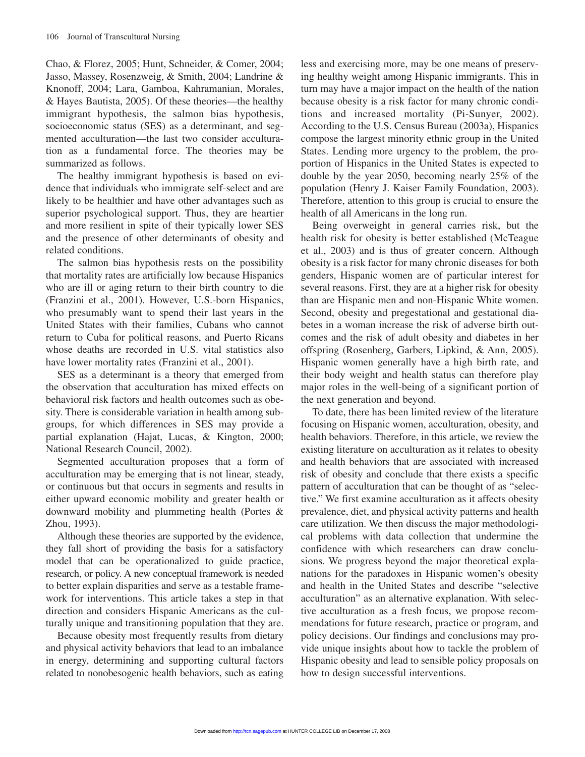Chao, & Florez, 2005; Hunt, Schneider, & Comer, 2004; Jasso, Massey, Rosenzweig, & Smith, 2004; Landrine & Knonoff, 2004; Lara, Gamboa, Kahramanian, Morales, & Hayes Bautista, 2005). Of these theories—the healthy immigrant hypothesis, the salmon bias hypothesis, socioeconomic status (SES) as a determinant, and segmented acculturation—the last two consider acculturation as a fundamental force. The theories may be summarized as follows.

The healthy immigrant hypothesis is based on evidence that individuals who immigrate self-select and are likely to be healthier and have other advantages such as superior psychological support. Thus, they are heartier and more resilient in spite of their typically lower SES and the presence of other determinants of obesity and related conditions.

The salmon bias hypothesis rests on the possibility that mortality rates are artificially low because Hispanics who are ill or aging return to their birth country to die (Franzini et al., 2001). However, U.S.-born Hispanics, who presumably want to spend their last years in the United States with their families, Cubans who cannot return to Cuba for political reasons, and Puerto Ricans whose deaths are recorded in U.S. vital statistics also have lower mortality rates (Franzini et al., 2001).

SES as a determinant is a theory that emerged from the observation that acculturation has mixed effects on behavioral risk factors and health outcomes such as obesity. There is considerable variation in health among subgroups, for which differences in SES may provide a partial explanation (Hajat, Lucas, & Kington, 2000; National Research Council, 2002).

Segmented acculturation proposes that a form of acculturation may be emerging that is not linear, steady, or continuous but that occurs in segments and results in either upward economic mobility and greater health or downward mobility and plummeting health (Portes & Zhou, 1993).

Although these theories are supported by the evidence, they fall short of providing the basis for a satisfactory model that can be operationalized to guide practice, research, or policy. A new conceptual framework is needed to better explain disparities and serve as a testable framework for interventions. This article takes a step in that direction and considers Hispanic Americans as the culturally unique and transitioning population that they are.

Because obesity most frequently results from dietary and physical activity behaviors that lead to an imbalance in energy, determining and supporting cultural factors related to nonobesogenic health behaviors, such as eating less and exercising more, may be one means of preserving healthy weight among Hispanic immigrants. This in turn may have a major impact on the health of the nation because obesity is a risk factor for many chronic conditions and increased mortality (Pi-Sunyer, 2002). According to the U.S. Census Bureau (2003a), Hispanics compose the largest minority ethnic group in the United States. Lending more urgency to the problem, the proportion of Hispanics in the United States is expected to double by the year 2050, becoming nearly 25% of the population (Henry J. Kaiser Family Foundation, 2003). Therefore, attention to this group is crucial to ensure the health of all Americans in the long run.

Being overweight in general carries risk, but the health risk for obesity is better established (McTeague et al., 2003) and is thus of greater concern. Although obesity is a risk factor for many chronic diseases for both genders, Hispanic women are of particular interest for several reasons. First, they are at a higher risk for obesity than are Hispanic men and non-Hispanic White women. Second, obesity and pregestational and gestational diabetes in a woman increase the risk of adverse birth outcomes and the risk of adult obesity and diabetes in her offspring (Rosenberg, Garbers, Lipkind, & Ann, 2005). Hispanic women generally have a high birth rate, and their body weight and health status can therefore play major roles in the well-being of a significant portion of the next generation and beyond.

To date, there has been limited review of the literature focusing on Hispanic women, acculturation, obesity, and health behaviors. Therefore, in this article, we review the existing literature on acculturation as it relates to obesity and health behaviors that are associated with increased risk of obesity and conclude that there exists a specific pattern of acculturation that can be thought of as "selective." We first examine acculturation as it affects obesity prevalence, diet, and physical activity patterns and health care utilization. We then discuss the major methodological problems with data collection that undermine the confidence with which researchers can draw conclusions. We progress beyond the major theoretical explanations for the paradoxes in Hispanic women's obesity and health in the United States and describe "selective acculturation" as an alternative explanation. With selective acculturation as a fresh focus, we propose recommendations for future research, practice or program, and policy decisions. Our findings and conclusions may provide unique insights about how to tackle the problem of Hispanic obesity and lead to sensible policy proposals on how to design successful interventions.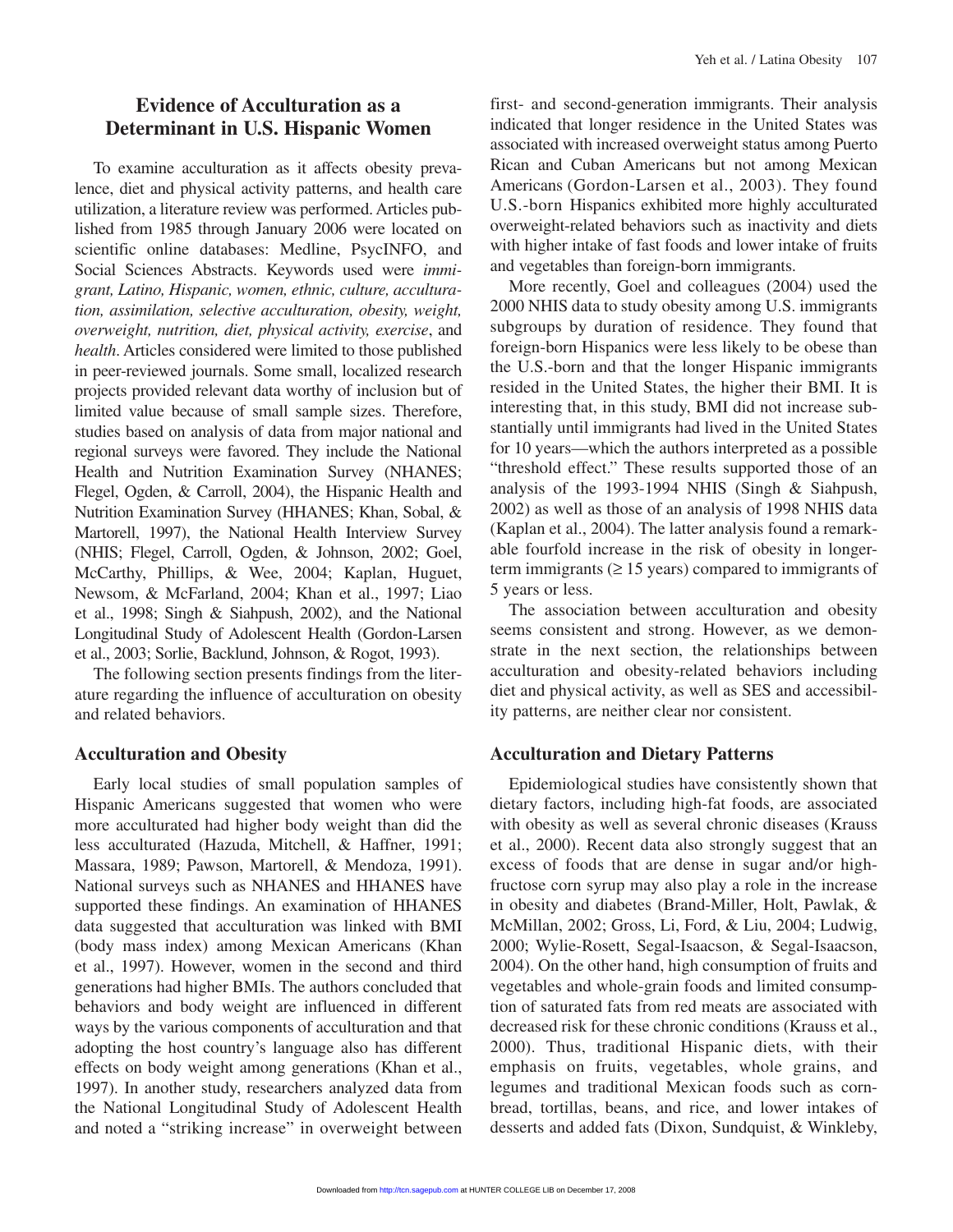## Evidence of Acculturation as a Determinant in U.S. Hispanic Women

To examine acculturation as it affects obesity prevalence, diet and physical activity patterns, and health care utilization, a literature review was performed. Articles published from 1985 through January 2006 were located on scientific online databases: Medline, PsycINFO, and Social Sciences Abstracts. Keywords used were *immigrant, Latino, Hispanic, women, ethnic, culture, acculturation, assimilation, selective acculturation, obesity, weight, overweight, nutrition, diet, physical activity, exercise*, and *health*. Articles considered were limited to those published in peer-reviewed journals. Some small, localized research projects provided relevant data worthy of inclusion but of limited value because of small sample sizes. Therefore, studies based on analysis of data from major national and regional surveys were favored. They include the National Health and Nutrition Examination Survey (NHANES; Flegel, Ogden, & Carroll, 2004), the Hispanic Health and Nutrition Examination Survey (HHANES; Khan, Sobal, & Martorell, 1997), the National Health Interview Survey (NHIS; Flegel, Carroll, Ogden, & Johnson, 2002; Goel, McCarthy, Phillips, & Wee, 2004; Kaplan, Huguet, Newsom, & McFarland, 2004; Khan et al., 1997; Liao et al., 1998; Singh & Siahpush, 2002), and the National Longitudinal Study of Adolescent Health (Gordon-Larsen et al., 2003; Sorlie, Backlund, Johnson, & Rogot, 1993).

The following section presents findings from the literature regarding the influence of acculturation on obesity and related behaviors.

### Acculturation and Obesity

Early local studies of small population samples of Hispanic Americans suggested that women who were more acculturated had higher body weight than did the less acculturated (Hazuda, Mitchell, & Haffner, 1991; Massara, 1989; Pawson, Martorell, & Mendoza, 1991). National surveys such as NHANES and HHANES have supported these findings. An examination of HHANES data suggested that acculturation was linked with BMI (body mass index) among Mexican Americans (Khan et al., 1997). However, women in the second and third generations had higher BMIs. The authors concluded that behaviors and body weight are influenced in different ways by the various components of acculturation and that adopting the host country's language also has different effects on body weight among generations (Khan et al., 1997). In another study, researchers analyzed data from the National Longitudinal Study of Adolescent Health and noted a "striking increase" in overweight between first- and second-generation immigrants. Their analysis indicated that longer residence in the United States was associated with increased overweight status among Puerto Rican and Cuban Americans but not among Mexican Americans (Gordon-Larsen et al., 2003). They found U.S.-born Hispanics exhibited more highly acculturated overweight-related behaviors such as inactivity and diets with higher intake of fast foods and lower intake of fruits and vegetables than foreign-born immigrants.

More recently, Goel and colleagues (2004) used the 2000 NHIS data to study obesity among U.S. immigrants subgroups by duration of residence. They found that foreign-born Hispanics were less likely to be obese than the U.S.-born and that the longer Hispanic immigrants resided in the United States, the higher their BMI. It is interesting that, in this study, BMI did not increase substantially until immigrants had lived in the United States for 10 years—which the authors interpreted as a possible "threshold effect." These results supported those of an analysis of the 1993-1994 NHIS (Singh & Siahpush, 2002) as well as those of an analysis of 1998 NHIS data (Kaplan et al., 2004). The latter analysis found a remarkable fourfold increase in the risk of obesity in longer-term immigrants ($\geq$ 15 years) compared to immigrants of 5 years or less.

The association between acculturation and obesity seems consistent and strong. However, as we demonstrate in the next section, the relationships between acculturation and obesity-related behaviors including diet and physical activity, as well as SES and accessibility patterns, are neither clear nor consistent.

### Acculturation and Dietary Patterns

Epidemiological studies have consistently shown that dietary factors, including high-fat foods, are associated with obesity as well as several chronic diseases (Krauss et al., 2000). Recent data also strongly suggest that an excess of foods that are dense in sugar and/or high-fructose corn syrup may also play a role in the increase in obesity and diabetes (Brand-Miller, Holt, Pawlak, & McMillan, 2002; Gross, Li, Ford, & Liu, 2004; Ludwig, 2000; Wylie-Rosett, Segal-Isaacson, & Segal-Isaacson, 2004). On the other hand, high consumption of fruits and vegetables and whole-grain foods and limited consumption of saturated fats from red meats are associated with decreased risk for these chronic conditions (Krauss et al., 2000). Thus, traditional Hispanic diets, with their emphasis on fruits, vegetables, whole grains, and legumes and traditional Mexican foods such as cornbread, tortillas, beans, and rice, and lower intakes of desserts and added fats (Dixon, Sundquist, & Winkleby,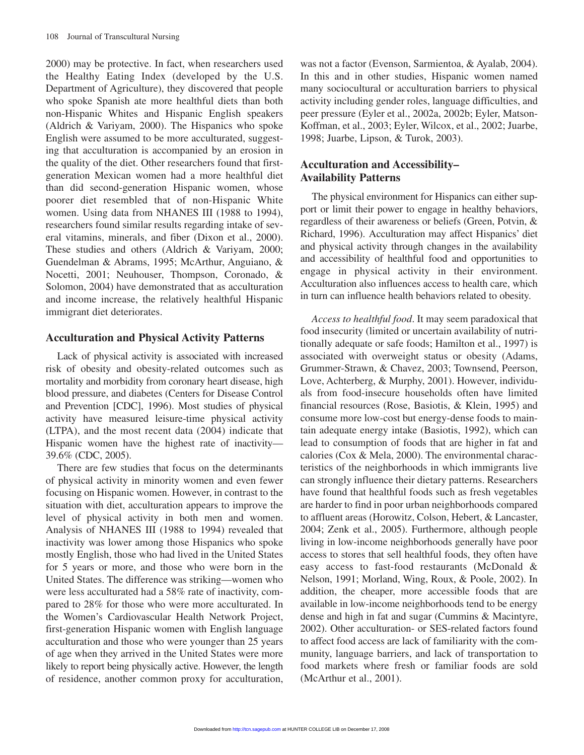2000) may be protective. In fact, when researchers used the Healthy Eating Index (developed by the U.S. Department of Agriculture), they discovered that people who spoke Spanish ate more healthful diets than both non-Hispanic Whites and Hispanic English speakers (Aldrich & Variyam, 2000). The Hispanics who spoke English were assumed to be more acculturated, suggesting that acculturation is accompanied by an erosion in the quality of the diet. Other researchers found that first-generation Mexican women had a more healthful diet than did second-generation Hispanic women, whose poorer diet resembled that of non-Hispanic White women. Using data from NHANES III (1988 to 1994), researchers found similar results regarding intake of several vitamins, minerals, and fiber (Dixon et al., 2000). These studies and others (Aldrich & Variyam, 2000; Guendelman & Abrams, 1995; McArthur, Anguiano, & Nocetti, 2001; Neuhouser, Thompson, Coronado, & Solomon, 2004) have demonstrated that as acculturation and income increase, the relatively healthful Hispanic immigrant diet deteriorates.

## Acculturation and Physical Activity Patterns

Lack of physical activity is associated with increased risk of obesity and obesity-related outcomes such as mortality and morbidity from coronary heart disease, high blood pressure, and diabetes (Centers for Disease Control and Prevention [CDC], 1996). Most studies of physical activity have measured leisure-time physical activity (LTPA), and the most recent data (2004) indicate that Hispanic women have the highest rate of inactivity—39.6% (CDC, 2005).

There are few studies that focus on the determinants of physical activity in minority women and even fewer focusing on Hispanic women. However, in contrast to the situation with diet, acculturation appears to improve the level of physical activity in both men and women. Analysis of NHANES III (1988 to 1994) revealed that inactivity was lower among those Hispanics who spoke mostly English, those who had lived in the United States for 5 years or more, and those who were born in the United States. The difference was striking—women who were less acculturated had a 58% rate of inactivity, compared to 28% for those who were more acculturated. In the Women's Cardiovascular Health Network Project, first-generation Hispanic women with English language acculturation and those who were younger than 25 years of age when they arrived in the United States were more likely to report being physically active. However, the length of residence, another common proxy for acculturation, was not a factor (Evenson, Sarmientoa, & Ayalab, 2004). In this and in other studies, Hispanic women named many sociocultural or acculturation barriers to physical activity including gender roles, language difficulties, and peer pressure (Eyler et al., 2002a, 2002b; Eyler, Matson-Koffman, et al., 2003; Eyler, Wilcox, et al., 2002; Juarbe, 1998; Juarbe, Lipson, & Turok, 2003).

## Acculturation and Accessibility–Availability Patterns

The physical environment for Hispanics can either support or limit their power to engage in healthy behaviors, regardless of their awareness or beliefs (Green, Potvin, & Richard, 1996). Acculturation may affect Hispanics' diet and physical activity through changes in the availability and accessibility of healthful food and opportunities to engage in physical activity in their environment. Acculturation also influences access to health care, which in turn can influence health behaviors related to obesity.

*Access to healthful food*. It may seem paradoxical that food insecurity (limited or uncertain availability of nutritionally adequate or safe foods; Hamilton et al., 1997) is associated with overweight status or obesity (Adams, Grummer-Strawn, & Chavez, 2003; Townsend, Peerson, Love, Achterberg, & Murphy, 2001). However, individuals from food-insecure households often have limited financial resources (Rose, Basiotis, & Klein, 1995) and consume more low-cost but energy-dense foods to maintain adequate energy intake (Basiotis, 1992), which can lead to consumption of foods that are higher in fat and calories (Cox & Mela, 2000). The environmental characteristics of the neighborhoods in which immigrants live can strongly influence their dietary patterns. Researchers have found that healthful foods such as fresh vegetables are harder to find in poor urban neighborhoods compared to affluent areas (Horowitz, Colson, Hebert, & Lancaster, 2004; Zenk et al., 2005). Furthermore, although people living in low-income neighborhoods generally have poor access to stores that sell healthful foods, they often have easy access to fast-food restaurants (McDonald & Nelson, 1991; Morland, Wing, Roux, & Poole, 2002). In addition, the cheaper, more accessible foods that are available in low-income neighborhoods tend to be energy dense and high in fat and sugar (Cummins & Macintyre, 2002). Other acculturation- or SES-related factors found to affect food access are lack of familiarity with the community, language barriers, and lack of transportation to food markets where fresh or familiar foods are sold (McArthur et al., 2001).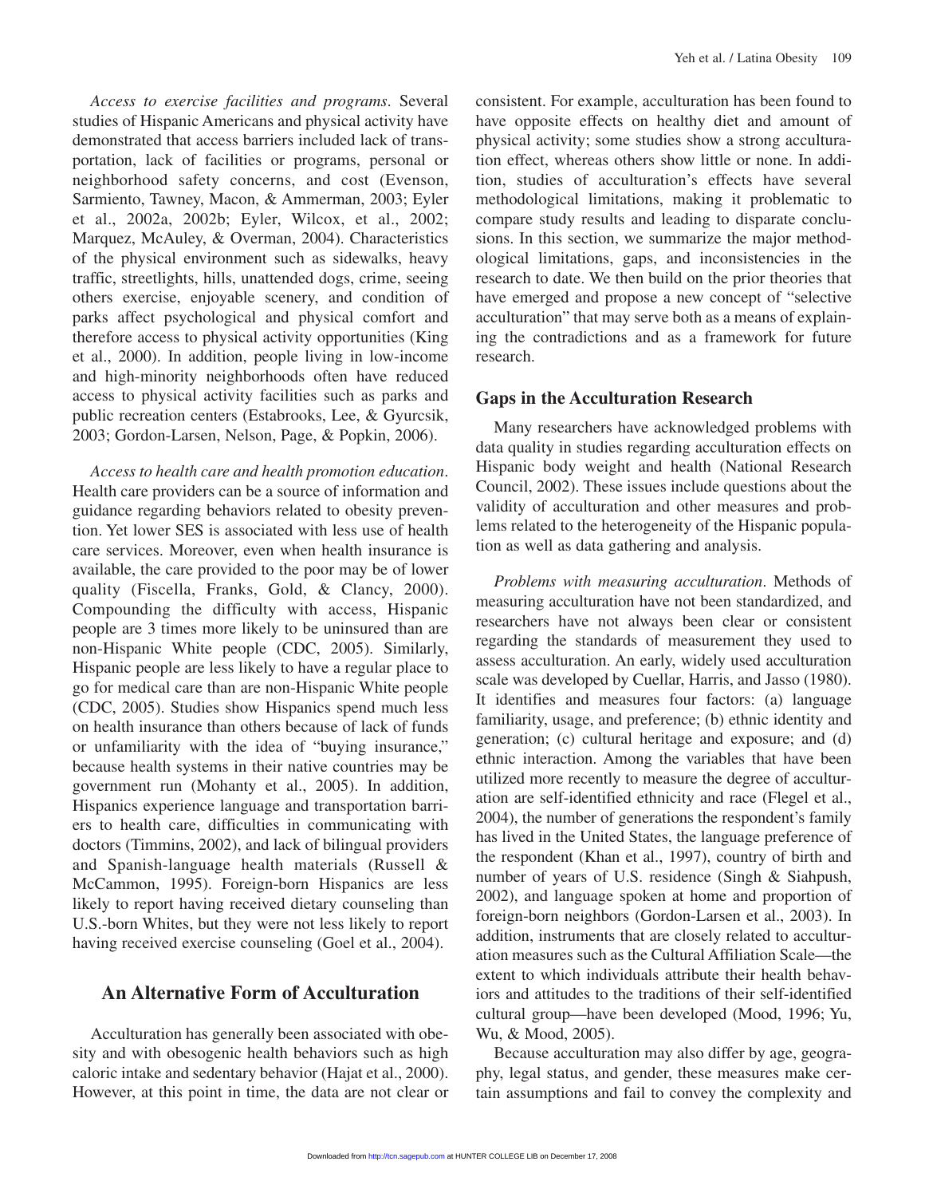*Access to exercise facilities and programs.* Several studies of Hispanic Americans and physical activity have demonstrated that access barriers included lack of transportation, lack of facilities or programs, personal or neighborhood safety concerns, and cost (Evenson, Sarmiento, Tawney, Macon, & Ammerman, 2003; Eyler et al., 2002a, 2002b; Eyler, Wilcox, et al., 2002; Marquez, McAuley, & Overman, 2004). Characteristics of the physical environment such as sidewalks, heavy traffic, streetlights, hills, unattended dogs, crime, seeing others exercise, enjoyable scenery, and condition of parks affect psychological and physical comfort and therefore access to physical activity opportunities (King et al., 2000). In addition, people living in low-income and high-minority neighborhoods often have reduced access to physical activity facilities such as parks and public recreation centers (Estabrooks, Lee, & Gyurcsik, 2003; Gordon-Larsen, Nelson, Page, & Popkin, 2006).

*Access to health care and health promotion education.* Health care providers can be a source of information and guidance regarding behaviors related to obesity prevention. Yet lower SES is associated with less use of health care services. Moreover, even when health insurance is available, the care provided to the poor may be of lower quality (Fiscella, Franks, Gold, & Clancy, 2000). Compounding the difficulty with access, Hispanic people are 3 times more likely to be uninsured than are non-Hispanic White people (CDC, 2005). Similarly, Hispanic people are less likely to have a regular place to go for medical care than are non-Hispanic White people (CDC, 2005). Studies show Hispanics spend much less on health insurance than others because of lack of funds or unfamiliarity with the idea of "buying insurance," because health systems in their native countries may be government run (Mohanty et al., 2005). In addition, Hispanics experience language and transportation barriers to health care, difficulties in communicating with doctors (Timmins, 2002), and lack of bilingual providers and Spanish-language health materials (Russell & McCammon, 1995). Foreign-born Hispanics are less likely to report having received dietary counseling than U.S.-born Whites, but they were not less likely to report having received exercise counseling (Goel et al., 2004).

## An Alternative Form of Acculturation

Acculturation has generally been associated with obesity and with obesogenic health behaviors such as high caloric intake and sedentary behavior (Hajat et al., 2000). However, at this point in time, the data are not clear or consistent. For example, acculturation has been found to have opposite effects on healthy diet and amount of physical activity; some studies show a strong acculturation effect, whereas others show little or none. In addition, studies of acculturation's effects have several methodological limitations, making it problematic to compare study results and leading to disparate conclusions. In this section, we summarize the major methodological limitations, gaps, and inconsistencies in the research to date. We then build on the prior theories that have emerged and propose a new concept of "selective acculturation" that may serve both as a means of explaining the contradictions and as a framework for future research.

### Gaps in the Acculturation Research

Many researchers have acknowledged problems with data quality in studies regarding acculturation effects on Hispanic body weight and health (National Research Council, 2002). These issues include questions about the validity of acculturation and other measures and problems related to the heterogeneity of the Hispanic population as well as data gathering and analysis.

*Problems with measuring acculturation.* Methods of measuring acculturation have not been standardized, and researchers have not always been clear or consistent regarding the standards of measurement they used to assess acculturation. An early, widely used acculturation scale was developed by Cuellar, Harris, and Jasso (1980). It identifies and measures four factors: (a) language familiarity, usage, and preference; (b) ethnic identity and generation; (c) cultural heritage and exposure; and (d) ethnic interaction. Among the variables that have been utilized more recently to measure the degree of acculturation are self-identified ethnicity and race (Flegel et al., 2004), the number of generations the respondent's family has lived in the United States, the language preference of the respondent (Khan et al., 1997), country of birth and number of years of U.S. residence (Singh & Siahpush, 2002), and language spoken at home and proportion of foreign-born neighbors (Gordon-Larsen et al., 2003). In addition, instruments that are closely related to acculturation measures such as the Cultural Affiliation Scale—the extent to which individuals attribute their health behaviors and attitudes to the traditions of their self-identified cultural group—have been developed (Mood, 1996; Yu, Wu, & Mood, 2005).

Because acculturation may also differ by age, geography, legal status, and gender, these measures make certain assumptions and fail to convey the complexity and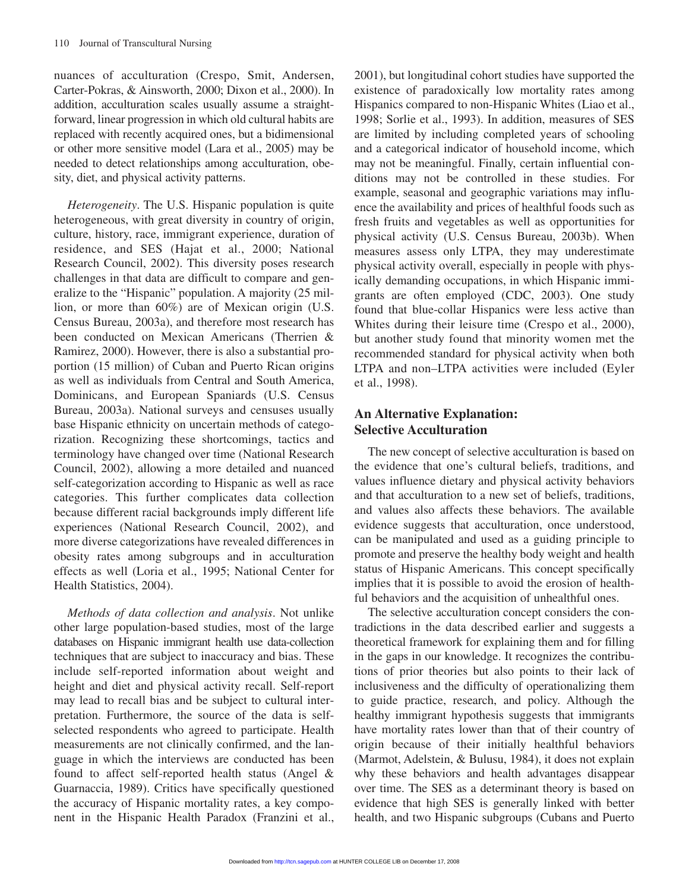nuances of acculturation (Crespo, Smit, Andersen, Carter-Pokras, & Ainsworth, 2000; Dixon et al., 2000). In addition, acculturation scales usually assume a straightforward, linear progression in which old cultural habits are replaced with recently acquired ones, but a bidimensional or other more sensitive model (Lara et al., 2005) may be needed to detect relationships among acculturation, obesity, diet, and physical activity patterns.

*Heterogeneity*. The U.S. Hispanic population is quite heterogeneous, with great diversity in country of origin, culture, history, race, immigrant experience, duration of residence, and SES (Hajat et al., 2000; National Research Council, 2002). This diversity poses research challenges in that data are difficult to compare and generalize to the "Hispanic" population. A majority (25 million, or more than 60%) are of Mexican origin (U.S. Census Bureau, 2003a), and therefore most research has been conducted on Mexican Americans (Therrien & Ramirez, 2000). However, there is also a substantial proportion (15 million) of Cuban and Puerto Rican origins as well as individuals from Central and South America, Dominicans, and European Spaniards (U.S. Census Bureau, 2003a). National surveys and censuses usually base Hispanic ethnicity on uncertain methods of categorization. Recognizing these shortcomings, tactics and terminology have changed over time (National Research Council, 2002), allowing a more detailed and nuanced self-categorization according to Hispanic as well as race categories. This further complicates data collection because different racial backgrounds imply different life experiences (National Research Council, 2002), and more diverse categorizations have revealed differences in obesity rates among subgroups and in acculturation effects as well (Loria et al., 1995; National Center for Health Statistics, 2004).

*Methods of data collection and analysis*. Not unlike other large population-based studies, most of the large databases on Hispanic immigrant health use data-collection techniques that are subject to inaccuracy and bias. These include self-reported information about weight and height and diet and physical activity recall. Self-report may lead to recall bias and be subject to cultural interpretation. Furthermore, the source of the data is self-selected respondents who agreed to participate. Health measurements are not clinically confirmed, and the language in which the interviews are conducted has been found to affect self-reported health status (Angel & Guarnaccia, 1989). Critics have specifically questioned the accuracy of Hispanic mortality rates, a key component in the Hispanic Health Paradox (Franzini et al., 2001), but longitudinal cohort studies have supported the existence of paradoxically low mortality rates among Hispanics compared to non-Hispanic Whites (Liao et al., 1998; Sorlie et al., 1993). In addition, measures of SES are limited by including completed years of schooling and a categorical indicator of household income, which may not be meaningful. Finally, certain influential conditions may not be controlled in these studies. For example, seasonal and geographic variations may influence the availability and prices of healthful foods such as fresh fruits and vegetables as well as opportunities for physical activity (U.S. Census Bureau, 2003b). When measures assess only LTPA, they may underestimate physical activity overall, especially in people with physically demanding occupations, in which Hispanic immigrants are often employed (CDC, 2003). One study found that blue-collar Hispanics were less active than Whites during their leisure time (Crespo et al., 2000), but another study found that minority women met the recommended standard for physical activity when both LTPA and non–LTPA activities were included (Eyler et al., 1998).

## An Alternative Explanation: Selective Acculturation

The new concept of selective acculturation is based on the evidence that one's cultural beliefs, traditions, and values influence dietary and physical activity behaviors and that acculturation to a new set of beliefs, traditions, and values also affects these behaviors. The available evidence suggests that acculturation, once understood, can be manipulated and used as a guiding principle to promote and preserve the healthy body weight and health status of Hispanic Americans. This concept specifically implies that it is possible to avoid the erosion of healthful behaviors and the acquisition of unhealthful ones.

The selective acculturation concept considers the contradictions in the data described earlier and suggests a theoretical framework for explaining them and for filling in the gaps in our knowledge. It recognizes the contributions of prior theories but also points to their lack of inclusiveness and the difficulty of operationalizing them to guide practice, research, and policy. Although the healthy immigrant hypothesis suggests that immigrants have mortality rates lower than that of their country of origin because of their initially healthful behaviors (Marmot, Adelstein, & Bulusu, 1984), it does not explain why these behaviors and health advantages disappear over time. The SES as a determinant theory is based on evidence that high SES is generally linked with better health, and two Hispanic subgroups (Cubans and Puerto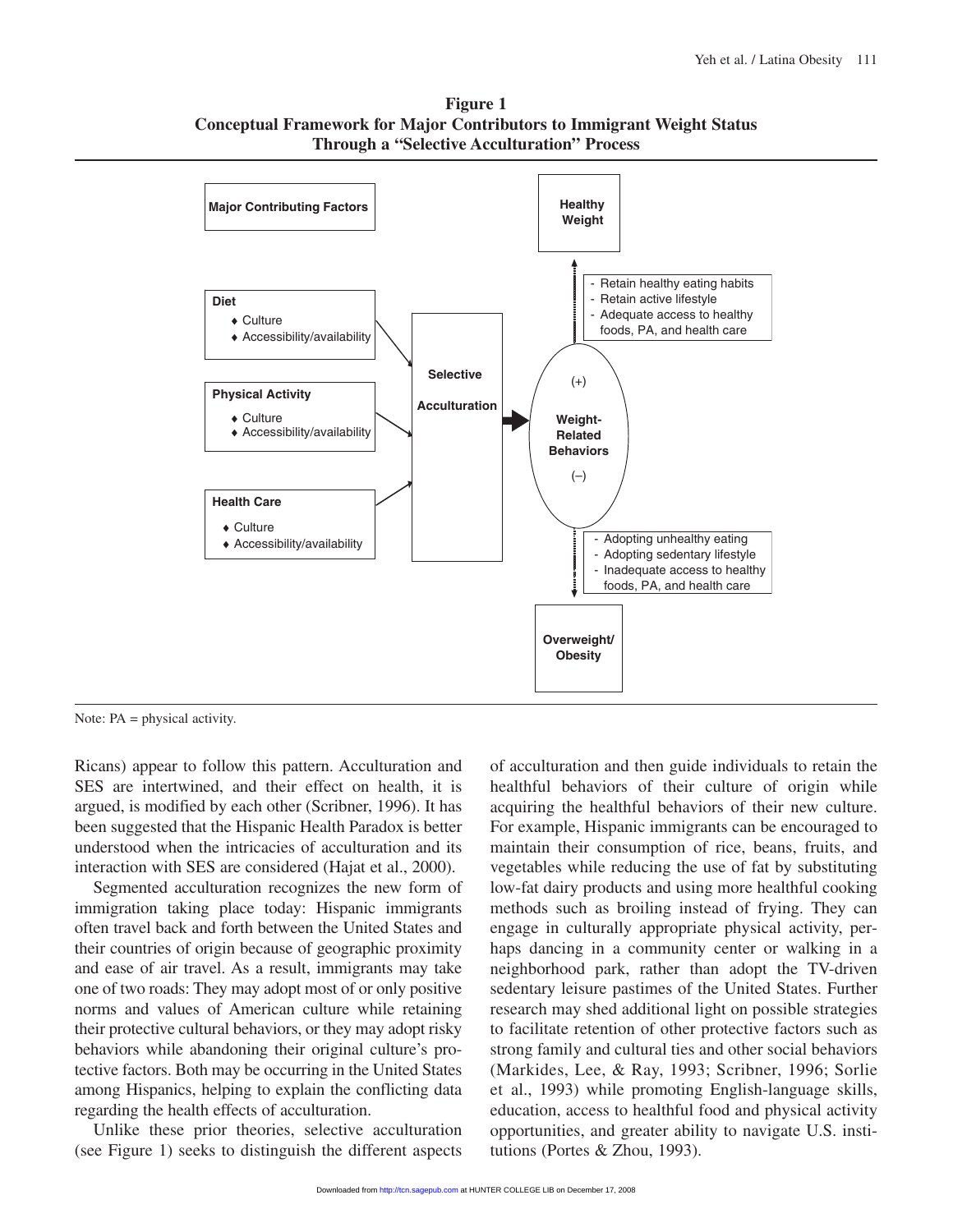**Figure 1**
**Conceptual Framework for Major Contributors to Immigrant Weight Status Through a "Selective Acculturation" Process**

**Major Contributing Factors**

**Diet**
- Culture
- Accessibility/availability

**Physical Activity**
- Culture
- Accessibility/availability

**Health Care**
- Culture
- Accessibility/availability

**Selective Acculturation**

**Weight-Related Behaviors**

(+)
- Retain healthy eating habits
- Retain active lifestyle
- Adequate access to healthy foods, PA, and health care

→ **Healthy Weight**

(–)
- Adopting unhealthy eating
- Adopting sedentary lifestyle
- Inadequate access to healthy foods, PA, and health care

→ **Overweight/ Obesity**

Note: PA = physical activity.

Ricans) appear to follow this pattern. Acculturation and SES are intertwined, and their effect on health, it is argued, is modified by each other (Scribner, 1996). It has been suggested that the Hispanic Health Paradox is better understood when the intricacies of acculturation and its interaction with SES are considered (Hajat et al., 2000).

Segmented acculturation recognizes the new form of immigration taking place today: Hispanic immigrants often travel back and forth between the United States and their countries of origin because of geographic proximity and ease of air travel. As a result, immigrants may take one of two roads: They may adopt most of or only positive norms and values of American culture while retaining their protective cultural behaviors, or they may adopt risky behaviors while abandoning their original culture's protective factors. Both may be occurring in the United States among Hispanics, helping to explain the conflicting data regarding the health effects of acculturation.

Unlike these prior theories, selective acculturation (see Figure 1) seeks to distinguish the different aspects of acculturation and then guide individuals to retain the healthful behaviors of their culture of origin while acquiring the healthful behaviors of their new culture. For example, Hispanic immigrants can be encouraged to maintain their consumption of rice, beans, fruits, and vegetables while reducing the use of fat by substituting low-fat dairy products and using more healthful cooking methods such as broiling instead of frying. They can engage in culturally appropriate physical activity, perhaps dancing in a community center or walking in a neighborhood park, rather than adopt the TV-driven sedentary leisure pastimes of the United States. Further research may shed additional light on possible strategies to facilitate retention of other protective factors such as strong family and cultural ties and other social behaviors (Markides, Lee, & Ray, 1993; Scribner, 1996; Sorlie et al., 1993) while promoting English-language skills, education, access to healthful food and physical activity opportunities, and greater ability to navigate U.S. institutions (Portes & Zhou, 1993).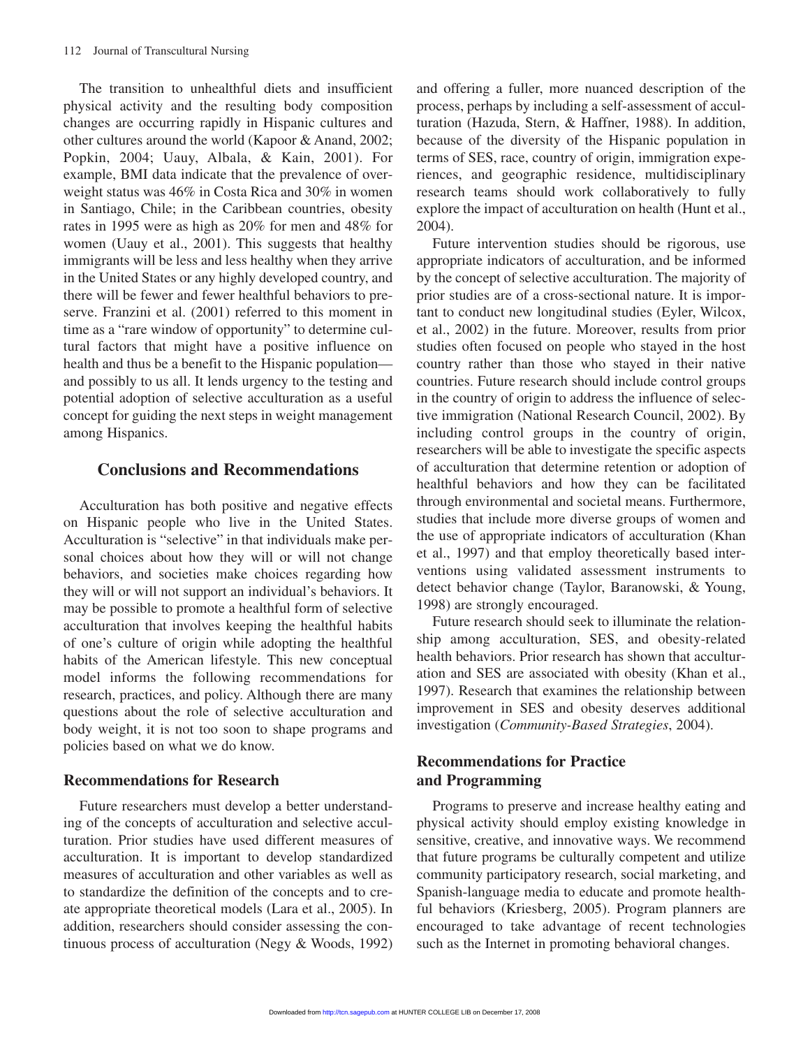The transition to unhealthful diets and insufficient physical activity and the resulting body composition changes are occurring rapidly in Hispanic cultures and other cultures around the world (Kapoor & Anand, 2002; Popkin, 2004; Uauy, Albala, & Kain, 2001). For example, BMI data indicate that the prevalence of overweight status was 46% in Costa Rica and 30% in women in Santiago, Chile; in the Caribbean countries, obesity rates in 1995 were as high as 20% for men and 48% for women (Uauy et al., 2001). This suggests that healthy immigrants will be less and less healthy when they arrive in the United States or any highly developed country, and there will be fewer and fewer healthful behaviors to preserve. Franzini et al. (2001) referred to this moment in time as a "rare window of opportunity" to determine cultural factors that might have a positive influence on health and thus be a benefit to the Hispanic population—and possibly to us all. It lends urgency to the testing and potential adoption of selective acculturation as a useful concept for guiding the next steps in weight management among Hispanics.

## Conclusions and Recommendations

Acculturation has both positive and negative effects on Hispanic people who live in the United States. Acculturation is "selective" in that individuals make personal choices about how they will or will not change behaviors, and societies make choices regarding how they will or will not support an individual's behaviors. It may be possible to promote a healthful form of selective acculturation that involves keeping the healthful habits of one's culture of origin while adopting the healthful habits of the American lifestyle. This new conceptual model informs the following recommendations for research, practices, and policy. Although there are many questions about the role of selective acculturation and body weight, it is not too soon to shape programs and policies based on what we do know.

### Recommendations for Research

Future researchers must develop a better understanding of the concepts of acculturation and selective acculturation. Prior studies have used different measures of acculturation. It is important to develop standardized measures of acculturation and other variables as well as to standardize the definition of the concepts and to create appropriate theoretical models (Lara et al., 2005). In addition, researchers should consider assessing the continuous process of acculturation (Negy & Woods, 1992) and offering a fuller, more nuanced description of the process, perhaps by including a self-assessment of acculturation (Hazuda, Stern, & Haffner, 1988). In addition, because of the diversity of the Hispanic population in terms of SES, race, country of origin, immigration experiences, and geographic residence, multidisciplinary research teams should work collaboratively to fully explore the impact of acculturation on health (Hunt et al., 2004).

Future intervention studies should be rigorous, use appropriate indicators of acculturation, and be informed by the concept of selective acculturation. The majority of prior studies are of a cross-sectional nature. It is important to conduct new longitudinal studies (Eyler, Wilcox, et al., 2002) in the future. Moreover, results from prior studies often focused on people who stayed in the host country rather than those who stayed in their native countries. Future research should include control groups in the country of origin to address the influence of selective immigration (National Research Council, 2002). By including control groups in the country of origin, researchers will be able to investigate the specific aspects of acculturation that determine retention or adoption of healthful behaviors and how they can be facilitated through environmental and societal means. Furthermore, studies that include more diverse groups of women and the use of appropriate indicators of acculturation (Khan et al., 1997) and that employ theoretically based interventions using validated assessment instruments to detect behavior change (Taylor, Baranowski, & Young, 1998) are strongly encouraged.

Future research should seek to illuminate the relationship among acculturation, SES, and obesity-related health behaviors. Prior research has shown that acculturation and SES are associated with obesity (Khan et al., 1997). Research that examines the relationship between improvement in SES and obesity deserves additional investigation (*Community-Based Strategies*, 2004).

### Recommendations for Practice and Programming

Programs to preserve and increase healthy eating and physical activity should employ existing knowledge in sensitive, creative, and innovative ways. We recommend that future programs be culturally competent and utilize community participatory research, social marketing, and Spanish-language media to educate and promote healthful behaviors (Kriesberg, 2005). Program planners are encouraged to take advantage of recent technologies such as the Internet in promoting behavioral changes.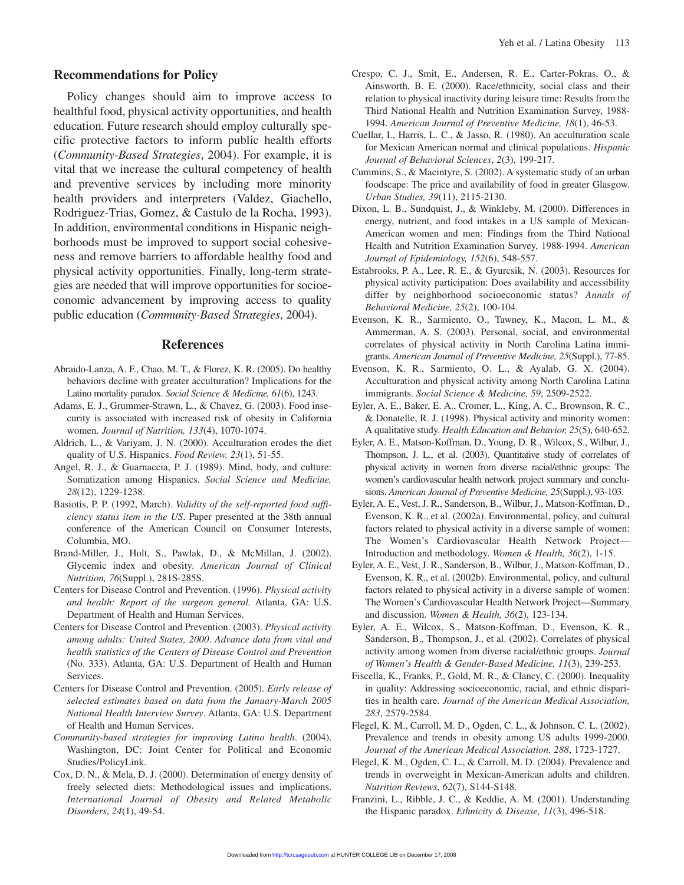## Recommendations for Policy

Policy changes should aim to improve access to healthful food, physical activity opportunities, and health education. Future research should employ culturally specific protective factors to inform public health efforts (*Community-Based Strategies*, 2004). For example, it is vital that we increase the cultural competency of health and preventive services by including more minority health providers and interpreters (Valdez, Giachello, Rodriguez-Trias, Gomez, & Castulo de la Rocha, 1993). In addition, environmental conditions in Hispanic neighborhoods must be improved to support social cohesiveness and remove barriers to affordable healthy food and physical activity opportunities. Finally, long-term strategies are needed that will improve opportunities for socioeconomic advancement by improving access to quality public education (*Community-Based Strategies*, 2004).

## References

Abraido-Lanza, A. F., Chao, M. T., & Florez, K. R. (2005). Do healthy behaviors decline with greater acculturation? Implications for the Latino mortality paradox. *Social Science & Medicine, 61*(6), 1243.

Adams, E. J., Grummer-Strawn, L., & Chavez, G. (2003). Food insecurity is associated with increased risk of obesity in California women. *Journal of Nutrition, 133*(4), 1070-1074.

Aldrich, L., & Variyam, J. N. (2000). Acculturation erodes the diet quality of U.S. Hispanics. *Food Review, 23*(1), 51-55.

Angel, R. J., & Guarnaccia, P. J. (1989). Mind, body, and culture: Somatization among Hispanics. *Social Science and Medicine, 28*(12), 1229-1238.

Basiotis, P. P. (1992, March). *Validity of the self-reported food sufficiency status item in the US*. Paper presented at the 38th annual conference of the American Council on Consumer Interests, Columbia, MO.

Brand-Miller, J., Holt, S., Pawlak, D., & McMillan, J. (2002). Glycemic index and obesity. *American Journal of Clinical Nutrition, 76*(Suppl.), 281S-285S.

Centers for Disease Control and Prevention. (1996). *Physical activity and health: Report of the surgeon general*. Atlanta, GA: U.S. Department of Health and Human Services.

Centers for Disease Control and Prevention. (2003). *Physical activity among adults: United States, 2000*. *Advance data from vital and health statistics of the Centers of Disease Control and Prevention* (No. 333). Atlanta, GA: U.S. Department of Health and Human Services.

Centers for Disease Control and Prevention. (2005). *Early release of selected estimates based on data from the January-March 2005 National Health Interview Survey*. Atlanta, GA: U.S. Department of Health and Human Services.

*Community-based strategies for improving Latino health*. (2004). Washington, DC: Joint Center for Political and Economic Studies/PolicyLink.

Cox, D. N., & Mela, D. J. (2000). Determination of energy density of freely selected diets: Methodological issues and implications. *International Journal of Obesity and Related Metabolic Disorders*, *24*(1), 49-54.

Crespo, C. J., Smit, E., Andersen, R. E., Carter-Pokras, O., & Ainsworth, B. E. (2000). Race/ethnicity, social class and their relation to physical inactivity during leisure time: Results from the Third National Health and Nutrition Examination Survey, 1988-1994. *American Journal of Preventive Medicine, 18*(1), 46-53.

Cuellar, I., Harris, L. C., & Jasso, R. (1980). An acculturation scale for Mexican American normal and clinical populations. *Hispanic Journal of Behavioral Sciences*, *2*(3), 199-217.

Cummins, S., & Macintyre, S. (2002). A systematic study of an urban foodscape: The price and availability of food in greater Glasgow. *Urban Studies, 39*(11), 2115-2130.

Dixon, L. B., Sundquist, J., & Winkleby, M. (2000). Differences in energy, nutrient, and food intakes in a US sample of Mexican-American women and men: Findings from the Third National Health and Nutrition Examination Survey, 1988-1994. *American Journal of Epidemiology, 152*(6), 548-557.

Estabrooks, P. A., Lee, R. E., & Gyurcsik, N. (2003). Resources for physical activity participation: Does availability and accessibility differ by neighborhood socioeconomic status? *Annals of Behavioral Medicine, 25*(2), 100-104.

Evenson, K. R., Sarmiento, O., Tawney, K., Macon, L. M., & Ammerman, A. S. (2003). Personal, social, and environmental correlates of physical activity in North Carolina Latina immigrants. *American Journal of Preventive Medicine, 25*(Suppl.), 77-85.

Evenson, K. R., Sarmiento, O. L., & Ayalab, G. X. (2004). Acculturation and physical activity among North Carolina Latina immigrants. *Social Science & Medicine, 59*, 2509-2522.

Eyler, A. E., Baker, E. A., Cromer, L., King, A. C., Brownson, R. C., & Donatelle, R. J. (1998). Physical activity and minority women: A qualitative study. *Health Education and Behavior, 25*(5), 640-652.

Eyler, A. E., Matson-Koffman, D., Young, D. R., Wilcox, S., Wilbur, J., Thompson, J. L., et al. (2003). Quantitative study of correlates of physical activity in women from diverse racial/ethnic groups: The women's cardiovascular health network project summary and conclusions. *American Journal of Preventive Medicine, 25*(Suppl.), 93-103.

Eyler, A. E., Vest, J. R., Sanderson, B., Wilbur, J., Matson-Koffman, D., Evenson, K. R., et al. (2002a). Environmental, policy, and cultural factors related to physical activity in a diverse sample of women: The Women's Cardiovascular Health Network Project—Introduction and methodology. *Women & Health, 36*(2), 1-15.

Eyler, A. E., Vest, J. R., Sanderson, B., Wilbur, J., Matson-Koffman, D., Evenson, K. R., et al. (2002b). Environmental, policy, and cultural factors related to physical activity in a diverse sample of women: The Women's Cardiovascular Health Network Project—Summary and discussion. *Women & Health, 36*(2), 123-134.

Eyler, A. E., Wilcox, S., Matson-Koffman, D., Evenson, K. R., Sanderson, B., Thompson, J., et al. (2002). Correlates of physical activity among women from diverse racial/ethnic groups. *Journal of Women's Health & Gender-Based Medicine, 11*(3), 239-253.

Fiscella, K., Franks, P., Gold, M. R., & Clancy, C. (2000). Inequality in quality: Addressing socioeconomic, racial, and ethnic disparities in health care. *Journal of the American Medical Association, 283*, 2579-2584.

Flegel, K. M., Carroll, M. D., Ogden, C. L., & Johnson, C. L. (2002). Prevalence and trends in obesity among US adults 1999-2000. *Journal of the American Medical Association, 288*, 1723-1727.

Flegel, K. M., Ogden, C. L., & Carroll, M. D. (2004). Prevalence and trends in overweight in Mexican-American adults and children. *Nutrition Reviews, 62*(7), S144-S148.

Franzini, L., Ribble, J. C., & Keddie, A. M. (2001). Understanding the Hispanic paradox. *Ethnicity & Disease, 11*(3), 496-518.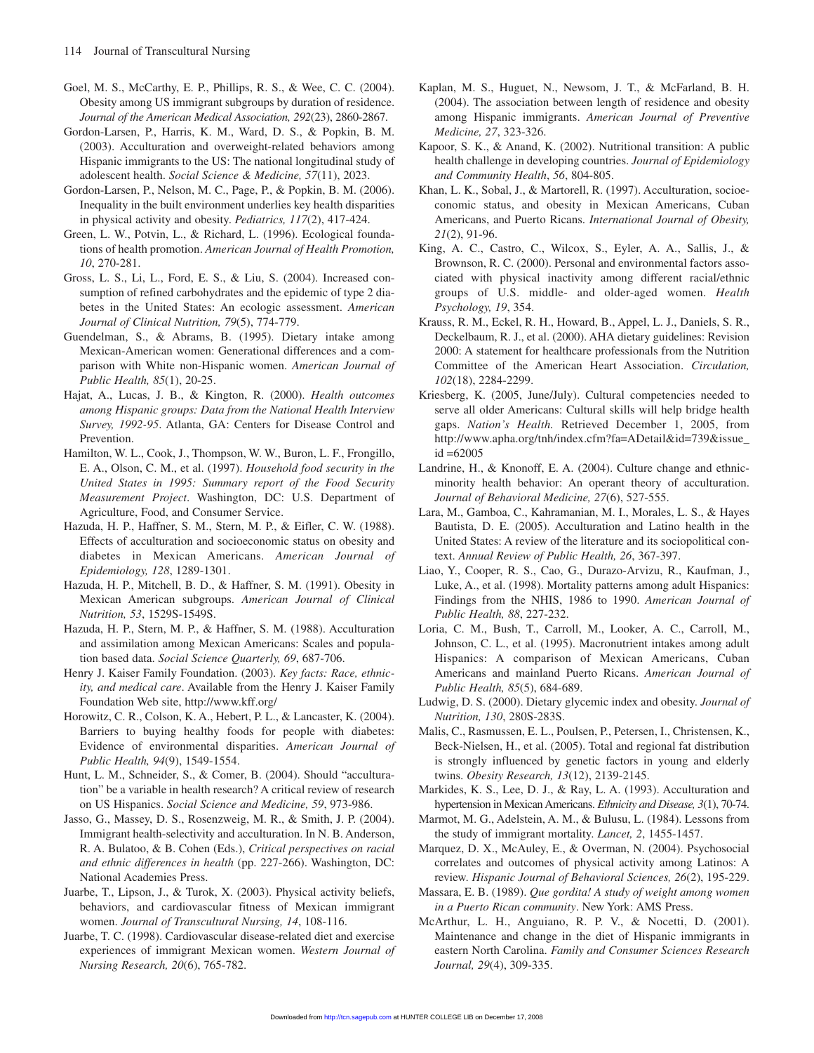Goel, M. S., McCarthy, E. P., Phillips, R. S., & Wee, C. C. (2004). Obesity among US immigrant subgroups by duration of residence. *Journal of the American Medical Association, 292*(23), 2860-2867.

Gordon-Larsen, P., Harris, K. M., Ward, D. S., & Popkin, B. M. (2003). Acculturation and overweight-related behaviors among Hispanic immigrants to the US: The national longitudinal study of adolescent health. *Social Science & Medicine, 57*(11), 2023.

Gordon-Larsen, P., Nelson, M. C., Page, P., & Popkin, B. M. (2006). Inequality in the built environment underlies key health disparities in physical activity and obesity. *Pediatrics, 117*(2), 417-424.

Green, L. W., Potvin, L., & Richard, L. (1996). Ecological foundations of health promotion. *American Journal of Health Promotion, 10*, 270-281.

Gross, L. S., Li, L., Ford, E. S., & Liu, S. (2004). Increased consumption of refined carbohydrates and the epidemic of type 2 diabetes in the United States: An ecologic assessment. *American Journal of Clinical Nutrition, 79*(5), 774-779.

Guendelman, S., & Abrams, B. (1995). Dietary intake among Mexican-American women: Generational differences and a comparison with White non-Hispanic women. *American Journal of Public Health, 85*(1), 20-25.

Hajat, A., Lucas, J. B., & Kington, R. (2000). *Health outcomes among Hispanic groups: Data from the National Health Interview Survey, 1992-95*. Atlanta, GA: Centers for Disease Control and Prevention.

Hamilton, W. L., Cook, J., Thompson, W. W., Buron, L. F., Frongillo, E. A., Olson, C. M., et al. (1997). *Household food security in the United States in 1995: Summary report of the Food Security Measurement Project*. Washington, DC: U.S. Department of Agriculture, Food, and Consumer Service.

Hazuda, H. P., Haffner, S. M., Stern, M. P., & Eifler, C. W. (1988). Effects of acculturation and socioeconomic status on obesity and diabetes in Mexican Americans. *American Journal of Epidemiology, 128*, 1289-1301.

Hazuda, H. P., Mitchell, B. D., & Haffner, S. M. (1991). Obesity in Mexican American subgroups. *American Journal of Clinical Nutrition, 53*, 1529S-1549S.

Hazuda, H. P., Stern, M. P., & Haffner, S. M. (1988). Acculturation and assimilation among Mexican Americans: Scales and population based data. *Social Science Quarterly, 69*, 687-706.

Henry J. Kaiser Family Foundation. (2003). *Key facts: Race, ethnicity, and medical care*. Available from the Henry J. Kaiser Family Foundation Web site, http://www.kff.org/

Horowitz, C. R., Colson, K. A., Hebert, P. L., & Lancaster, K. (2004). Barriers to buying healthy foods for people with diabetes: Evidence of environmental disparities. *American Journal of Public Health, 94*(9), 1549-1554.

Hunt, L. M., Schneider, S., & Comer, B. (2004). Should "acculturation" be a variable in health research? A critical review of research on US Hispanics. *Social Science and Medicine, 59*, 973-986.

Jasso, G., Massey, D. S., Rosenzweig, M. R., & Smith, J. P. (2004). Immigrant health-selectivity and acculturation. In N. B. Anderson, R. A. Bulatoo, & B. Cohen (Eds.), *Critical perspectives on racial and ethnic differences in health* (pp. 227-266). Washington, DC: National Academies Press.

Juarbe, T., Lipson, J., & Turok, X. (2003). Physical activity beliefs, behaviors, and cardiovascular fitness of Mexican immigrant women. *Journal of Transcultural Nursing, 14*, 108-116.

Juarbe, T. C. (1998). Cardiovascular disease-related diet and exercise experiences of immigrant Mexican women. *Western Journal of Nursing Research, 20*(6), 765-782.

Kaplan, M. S., Huguet, N., Newsom, J. T., & McFarland, B. H. (2004). The association between length of residence and obesity among Hispanic immigrants. *American Journal of Preventive Medicine, 27*, 323-326.

Kapoor, S. K., & Anand, K. (2002). Nutritional transition: A public health challenge in developing countries. *Journal of Epidemiology and Community Health*, *56*, 804-805.

Khan, L. K., Sobal, J., & Martorell, R. (1997). Acculturation, socioeconomic status, and obesity in Mexican Americans, Cuban Americans, and Puerto Ricans. *International Journal of Obesity, 21*(2), 91-96.

King, A. C., Castro, C., Wilcox, S., Eyler, A. A., Sallis, J., & Brownson, R. C. (2000). Personal and environmental factors associated with physical inactivity among different racial/ethnic groups of U.S. middle- and older-aged women. *Health Psychology, 19*, 354.

Krauss, R. M., Eckel, R. H., Howard, B., Appel, L. J., Daniels, S. R., Deckelbaum, R. J., et al. (2000). AHA dietary guidelines: Revision 2000: A statement for healthcare professionals from the Nutrition Committee of the American Heart Association. *Circulation, 102*(18), 2284-2299.

Kriesberg, K. (2005, June/July). Cultural competencies needed to serve all older Americans: Cultural skills will help bridge health gaps. *Nation's Health*. Retrieved December 1, 2005, from http://www.apha.org/tnh/index.cfm?fa=ADetail&id=739&issue_id =62005

Landrine, H., & Knonoff, E. A. (2004). Culture change and ethnic-minority health behavior: An operant theory of acculturation. *Journal of Behavioral Medicine, 27*(6), 527-555.

Lara, M., Gamboa, C., Kahramanian, M. I., Morales, L. S., & Hayes Bautista, D. E. (2005). Acculturation and Latino health in the United States: A review of the literature and its sociopolitical context. *Annual Review of Public Health, 26*, 367-397.

Liao, Y., Cooper, R. S., Cao, G., Durazo-Arvizu, R., Kaufman, J., Luke, A., et al. (1998). Mortality patterns among adult Hispanics: Findings from the NHIS, 1986 to 1990. *American Journal of Public Health, 88*, 227-232.

Loria, C. M., Bush, T., Carroll, M., Looker, A. C., Carroll, M., Johnson, C. L., et al. (1995). Macronutrient intakes among adult Hispanics: A comparison of Mexican Americans, Cuban Americans and mainland Puerto Ricans. *American Journal of Public Health, 85*(5), 684-689.

Ludwig, D. S. (2000). Dietary glycemic index and obesity. *Journal of Nutrition, 130*, 280S-283S.

Malis, C., Rasmussen, E. L., Poulsen, P., Petersen, I., Christensen, K., Beck-Nielsen, H., et al. (2005). Total and regional fat distribution is strongly influenced by genetic factors in young and elderly twins. *Obesity Research, 13*(12), 2139-2145.

Markides, K. S., Lee, D. J., & Ray, L. A. (1993). Acculturation and hypertension in Mexican Americans. *Ethnicity and Disease, 3*(1), 70-74.

Marmot, M. G., Adelstein, A. M., & Bulusu, L. (1984). Lessons from the study of immigrant mortality. *Lancet, 2*, 1455-1457.

Marquez, D. X., McAuley, E., & Overman, N. (2004). Psychosocial correlates and outcomes of physical activity among Latinos: A review. *Hispanic Journal of Behavioral Sciences, 26*(2), 195-229.

Massara, E. B. (1989). *Que gordita! A study of weight among women in a Puerto Rican community*. New York: AMS Press.

McArthur, L. H., Anguiano, R. P. V., & Nocetti, D. (2001). Maintenance and change in the diet of Hispanic immigrants in eastern North Carolina. *Family and Consumer Sciences Research Journal, 29*(4), 309-335.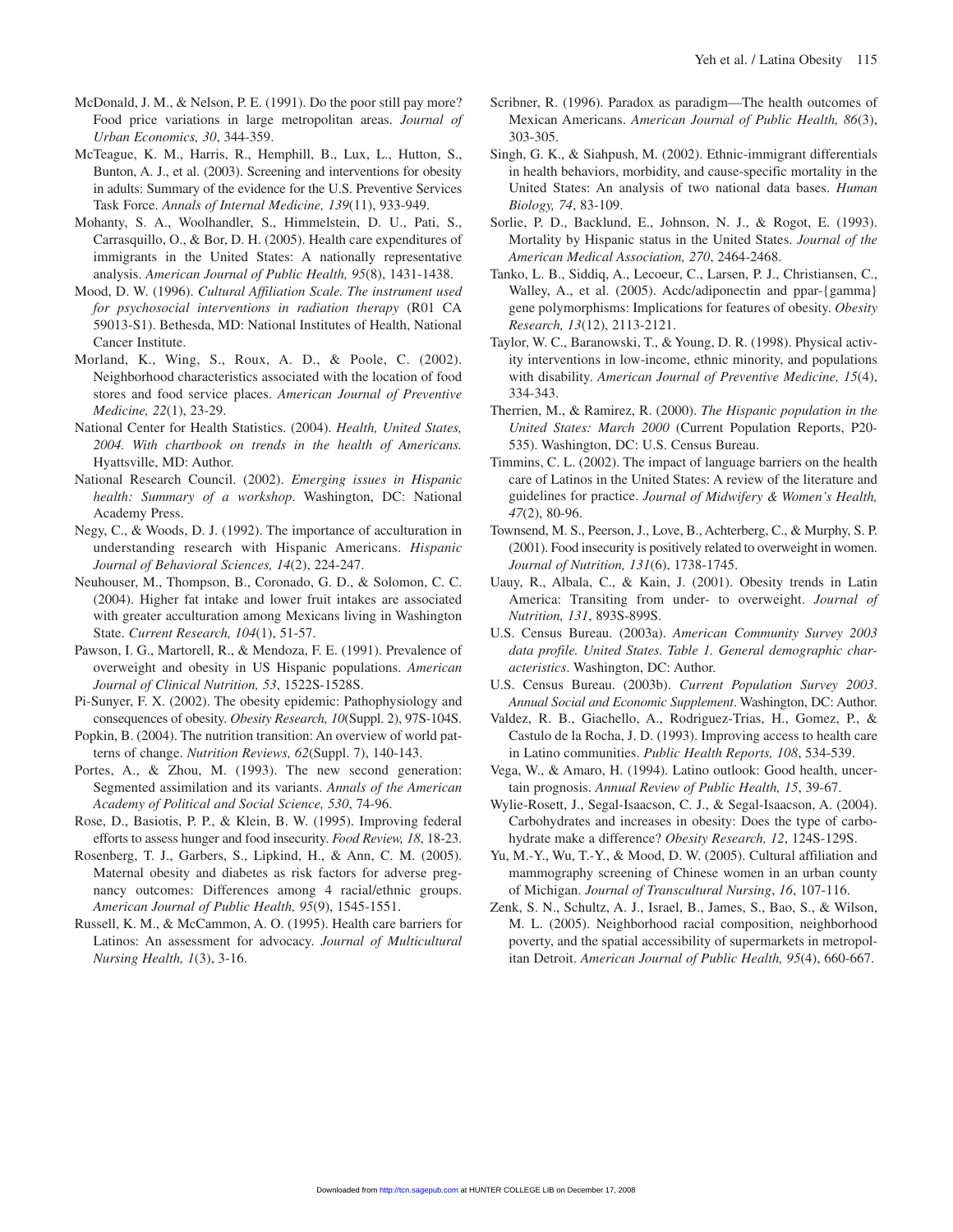McDonald, J. M., & Nelson, P. E. (1991). Do the poor still pay more? Food price variations in large metropolitan areas. *Journal of Urban Economics, 30*, 344-359.

McTeague, K. M., Harris, R., Hemphill, B., Lux, L., Hutton, S., Bunton, A. J., et al. (2003). Screening and interventions for obesity in adults: Summary of the evidence for the U.S. Preventive Services Task Force. *Annals of Internal Medicine, 139*(11), 933-949.

Mohanty, S. A., Woolhandler, S., Himmelstein, D. U., Pati, S., Carrasquillo, O., & Bor, D. H. (2005). Health care expenditures of immigrants in the United States: A nationally representative analysis. *American Journal of Public Health, 95*(8), 1431-1438.

Mood, D. W. (1996). *Cultural Affiliation Scale. The instrument used for psychosocial interventions in radiation therapy* (R01 CA 59013-S1). Bethesda, MD: National Institutes of Health, National Cancer Institute.

Morland, K., Wing, S., Roux, A. D., & Poole, C. (2002). Neighborhood characteristics associated with the location of food stores and food service places. *American Journal of Preventive Medicine, 22*(1), 23-29.

National Center for Health Statistics. (2004). *Health, United States, 2004. With chartbook on trends in the health of Americans.* Hyattsville, MD: Author.

National Research Council. (2002). *Emerging issues in Hispanic health: Summary of a workshop*. Washington, DC: National Academy Press.

Negy, C., & Woods, D. J. (1992). The importance of acculturation in understanding research with Hispanic Americans. *Hispanic Journal of Behavioral Sciences, 14*(2), 224-247.

Neuhouser, M., Thompson, B., Coronado, G. D., & Solomon, C. C. (2004). Higher fat intake and lower fruit intakes are associated with greater acculturation among Mexicans living in Washington State. *Current Research, 104*(1), 51-57.

Pawson, I. G., Martorell, R., & Mendoza, F. E. (1991). Prevalence of overweight and obesity in US Hispanic populations. *American Journal of Clinical Nutrition, 53*, 1522S-1528S.

Pi-Sunyer, F. X. (2002). The obesity epidemic: Pathophysiology and consequences of obesity. *Obesity Research, 10*(Suppl. 2), 97S-104S.

Popkin, B. (2004). The nutrition transition: An overview of world patterns of change. *Nutrition Reviews, 62*(Suppl. 7), 140-143.

Portes, A., & Zhou, M. (1993). The new second generation: Segmented assimilation and its variants. *Annals of the American Academy of Political and Social Science, 530*, 74-96.

Rose, D., Basiotis, P. P., & Klein, B. W. (1995). Improving federal efforts to assess hunger and food insecurity. *Food Review, 18*, 18-23.

Rosenberg, T. J., Garbers, S., Lipkind, H., & Ann, C. M. (2005). Maternal obesity and diabetes as risk factors for adverse pregnancy outcomes: Differences among 4 racial/ethnic groups. *American Journal of Public Health, 95*(9), 1545-1551.

Russell, K. M., & McCammon, A. O. (1995). Health care barriers for Latinos: An assessment for advocacy. *Journal of Multicultural Nursing Health, 1*(3), 3-16.

Scribner, R. (1996). Paradox as paradigm—The health outcomes of Mexican Americans. *American Journal of Public Health, 86*(3), 303-305.

Singh, G. K., & Siahpush, M. (2002). Ethnic-immigrant differentials in health behaviors, morbidity, and cause-specific mortality in the United States: An analysis of two national data bases. *Human Biology, 74*, 83-109.

Sorlie, P. D., Backlund, E., Johnson, N. J., & Rogot, E. (1993). Mortality by Hispanic status in the United States. *Journal of the American Medical Association, 270*, 2464-2468.

Tanko, L. B., Siddiq, A., Lecoeur, C., Larsen, P. J., Christiansen, C., Walley, A., et al. (2005). Acdc/adiponectin and ppar-{gamma} gene polymorphisms: Implications for features of obesity. *Obesity Research, 13*(12), 2113-2121.

Taylor, W. C., Baranowski, T., & Young, D. R. (1998). Physical activity interventions in low-income, ethnic minority, and populations with disability. *American Journal of Preventive Medicine, 15*(4), 334-343.

Therrien, M., & Ramirez, R. (2000). *The Hispanic population in the United States: March 2000* (Current Population Reports, P20-535). Washington, DC: U.S. Census Bureau.

Timmins, C. L. (2002). The impact of language barriers on the health care of Latinos in the United States: A review of the literature and guidelines for practice. *Journal of Midwifery & Women's Health, 47*(2), 80-96.

Townsend, M. S., Peerson, J., Love, B., Achterberg, C., & Murphy, S. P. (2001). Food insecurity is positively related to overweight in women. *Journal of Nutrition, 131*(6), 1738-1745.

Uauy, R., Albala, C., & Kain, J. (2001). Obesity trends in Latin America: Transiting from under- to overweight. *Journal of Nutrition, 131*, 893S-899S.

U.S. Census Bureau. (2003a). *American Community Survey 2003 data profile. United States. Table 1. General demographic characteristics*. Washington, DC: Author.

U.S. Census Bureau. (2003b). *Current Population Survey 2003. Annual Social and Economic Supplement*. Washington, DC: Author.

Valdez, R. B., Giachello, A., Rodriguez-Trias, H., Gomez, P., & Castulo de la Rocha, J. D. (1993). Improving access to health care in Latino communities. *Public Health Reports, 108*, 534-539.

Vega, W., & Amaro, H. (1994). Latino outlook: Good health, uncertain prognosis. *Annual Review of Public Health, 15*, 39-67.

Wylie-Rosett, J., Segal-Isaacson, C. J., & Segal-Isaacson, A. (2004). Carbohydrates and increases in obesity: Does the type of carbohydrate make a difference? *Obesity Research, 12*, 124S-129S.

Yu, M.-Y., Wu, T.-Y., & Mood, D. W. (2005). Cultural affiliation and mammography screening of Chinese women in an urban county of Michigan. *Journal of Transcultural Nursing*, *16*, 107-116.

Zenk, S. N., Schultz, A. J., Israel, B., James, S., Bao, S., & Wilson, M. L. (2005). Neighborhood racial composition, neighborhood poverty, and the spatial accessibility of supermarkets in metropolitan Detroit. *American Journal of Public Health, 95*(4), 660-667.